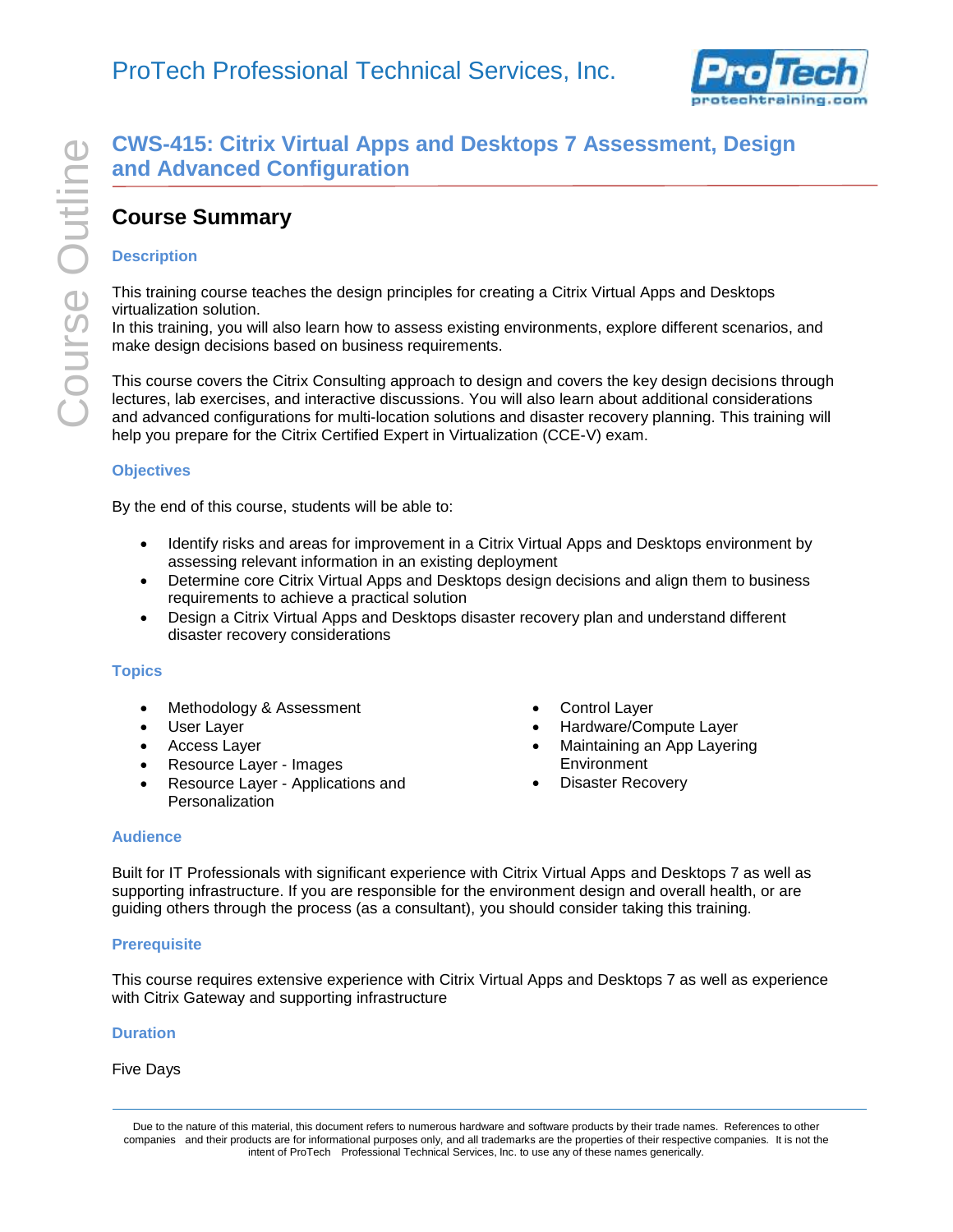# CWS-415: Citrix Virtual Apps and Desktops 7 Assessment, Design and Advanced Configuration

## Course Summary

### Description

This training course teaches the design principles for creating a Citrix Virtual Apps and Desktops virtualization solution.
In this training, you will also learn how to assess existing environments, explore different scenarios, and make design decisions based on business requirements.

This course covers the Citrix Consulting approach to design and covers the key design decisions through lectures, lab exercises, and interactive discussions. You will also learn about additional considerations and advanced configurations for multi-location solutions and disaster recovery planning. This training will help you prepare for the Citrix Certified Expert in Virtualization (CCE-V) exam.

### Objectives

By the end of this course, students will be able to:

- Identify risks and areas for improvement in a Citrix Virtual Apps and Desktops environment by assessing relevant information in an existing deployment
- Determine core Citrix Virtual Apps and Desktops design decisions and align them to business requirements to achieve a practical solution
- Design a Citrix Virtual Apps and Desktops disaster recovery plan and understand different disaster recovery considerations

### Topics

- Methodology & Assessment
- User Layer
- Access Layer
- Resource Layer - Images
- Resource Layer - Applications and Personalization
- Control Layer
- Hardware/Compute Layer
- Maintaining an App Layering Environment
- Disaster Recovery

### Audience

Built for IT Professionals with significant experience with Citrix Virtual Apps and Desktops 7 as well as supporting infrastructure. If you are responsible for the environment design and overall health, or are guiding others through the process (as a consultant), you should consider taking this training.

### Prerequisite

This course requires extensive experience with Citrix Virtual Apps and Desktops 7 as well as experience with Citrix Gateway and supporting infrastructure

### Duration

Five Days

Due to the nature of this material, this document refers to numerous hardware and software products by their trade names. References to other companies and their products are for informational purposes only, and all trademarks are the properties of their respective companies. It is not the intent of ProTech Professional Technical Services, Inc. to use any of these names generically.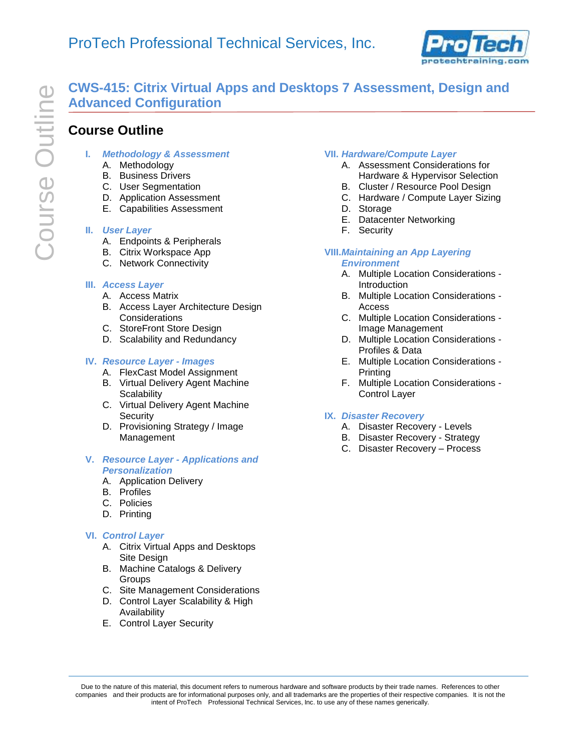# CWS-415: Citrix Virtual Apps and Desktops 7 Assessment, Design and Advanced Configuration

## Course Outline

I. *Methodology & Assessment*
   A. Methodology
   B. Business Drivers
   C. User Segmentation
   D. Application Assessment
   E. Capabilities Assessment

II. *User Layer*
   A. Endpoints & Peripherals
   B. Citrix Workspace App
   C. Network Connectivity

III. *Access Layer*
   A. Access Matrix
   B. Access Layer Architecture Design Considerations
   C. StoreFront Store Design
   D. Scalability and Redundancy

IV. *Resource Layer - Images*
   A. FlexCast Model Assignment
   B. Virtual Delivery Agent Machine Scalability
   C. Virtual Delivery Agent Machine Security
   D. Provisioning Strategy / Image Management

V. *Resource Layer - Applications and Personalization*
   A. Application Delivery
   B. Profiles
   C. Policies
   D. Printing

VI. *Control Layer*
   A. Citrix Virtual Apps and Desktops Site Design
   B. Machine Catalogs & Delivery Groups
   C. Site Management Considerations
   D. Control Layer Scalability & High Availability
   E. Control Layer Security

VII. *Hardware/Compute Layer*
   A. Assessment Considerations for Hardware & Hypervisor Selection
   B. Cluster / Resource Pool Design
   C. Hardware / Compute Layer Sizing
   D. Storage
   E. Datacenter Networking
   F. Security

VIII. *Maintaining an App Layering Environment*
   A. Multiple Location Considerations - Introduction
   B. Multiple Location Considerations - Access
   C. Multiple Location Considerations - Image Management
   D. Multiple Location Considerations - Profiles & Data
   E. Multiple Location Considerations - Printing
   F. Multiple Location Considerations - Control Layer

IX. *Disaster Recovery*
   A. Disaster Recovery - Levels
   B. Disaster Recovery - Strategy
   C. Disaster Recovery – Process

Due to the nature of this material, this document refers to numerous hardware and software products by their trade names. References to other companies and their products are for informational purposes only, and all trademarks are the properties of their respective companies. It is not the intent of ProTech Professional Technical Services, Inc. to use any of these names generically.